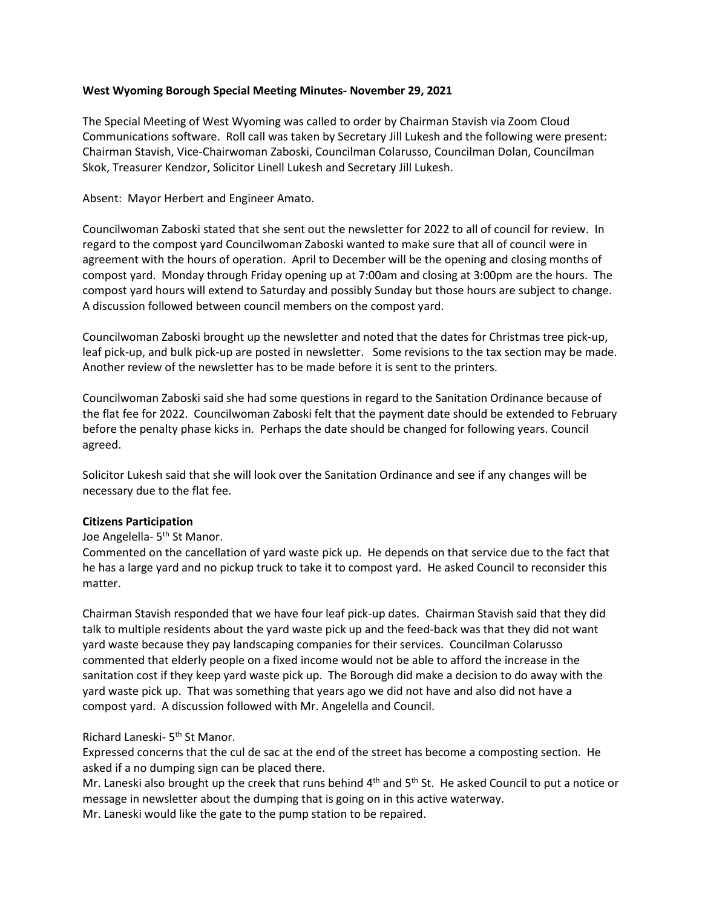**West Wyoming Borough Special Meeting Minutes- November 29, 2021**

The Special Meeting of West Wyoming was called to order by Chairman Stavish via Zoom Cloud Communications software. Roll call was taken by Secretary Jill Lukesh and the following were present: Chairman Stavish, Vice-Chairwoman Zaboski, Councilman Colarusso, Councilman Dolan, Councilman Skok, Treasurer Kendzor, Solicitor Linell Lukesh and Secretary Jill Lukesh.

Absent: Mayor Herbert and Engineer Amato.

Councilwoman Zaboski stated that she sent out the newsletter for 2022 to all of council for review. In regard to the compost yard Councilwoman Zaboski wanted to make sure that all of council were in agreement with the hours of operation. April to December will be the opening and closing months of compost yard. Monday through Friday opening up at 7:00am and closing at 3:00pm are the hours. The compost yard hours will extend to Saturday and possibly Sunday but those hours are subject to change. A discussion followed between council members on the compost yard.

Councilwoman Zaboski brought up the newsletter and noted that the dates for Christmas tree pick-up, leaf pick-up, and bulk pick-up are posted in newsletter. Some revisions to the tax section may be made. Another review of the newsletter has to be made before it is sent to the printers.

Councilwoman Zaboski said she had some questions in regard to the Sanitation Ordinance because of the flat fee for 2022. Councilwoman Zaboski felt that the payment date should be extended to February before the penalty phase kicks in. Perhaps the date should be changed for following years. Council agreed.

Solicitor Lukesh said that she will look over the Sanitation Ordinance and see if any changes will be necessary due to the flat fee.

**Citizens Participation**

Joe Angelella- 5th St Manor.

Commented on the cancellation of yard waste pick up. He depends on that service due to the fact that he has a large yard and no pickup truck to take it to compost yard. He asked Council to reconsider this matter.

Chairman Stavish responded that we have four leaf pick-up dates. Chairman Stavish said that they did talk to multiple residents about the yard waste pick up and the feed-back was that they did not want yard waste because they pay landscaping companies for their services. Councilman Colarusso commented that elderly people on a fixed income would not be able to afford the increase in the sanitation cost if they keep yard waste pick up. The Borough did make a decision to do away with the yard waste pick up. That was something that years ago we did not have and also did not have a compost yard. A discussion followed with Mr. Angelella and Council.

Richard Laneski- 5th St Manor.

Expressed concerns that the cul de sac at the end of the street has become a composting section. He asked if a no dumping sign can be placed there.

Mr. Laneski also brought up the creek that runs behind 4th and 5th St. He asked Council to put a notice or message in newsletter about the dumping that is going on in this active waterway.

Mr. Laneski would like the gate to the pump station to be repaired.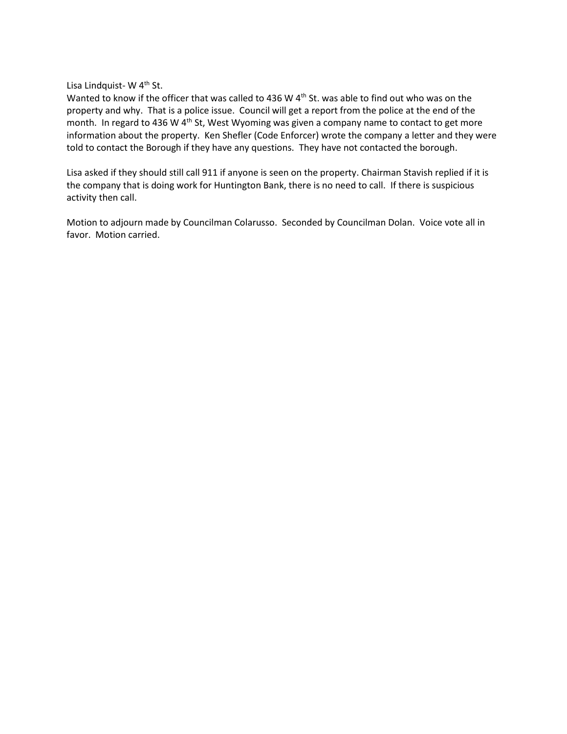Lisa Lindquist- W 4th St.
Wanted to know if the officer that was called to 436 W 4th St. was able to find out who was on the property and why. That is a police issue. Council will get a report from the police at the end of the month. In regard to 436 W 4th St, West Wyoming was given a company name to contact to get more information about the property. Ken Shefler (Code Enforcer) wrote the company a letter and they were told to contact the Borough if they have any questions. They have not contacted the borough.

Lisa asked if they should still call 911 if anyone is seen on the property. Chairman Stavish replied if it is the company that is doing work for Huntington Bank, there is no need to call. If there is suspicious activity then call.

Motion to adjourn made by Councilman Colarusso. Seconded by Councilman Dolan. Voice vote all in favor. Motion carried.